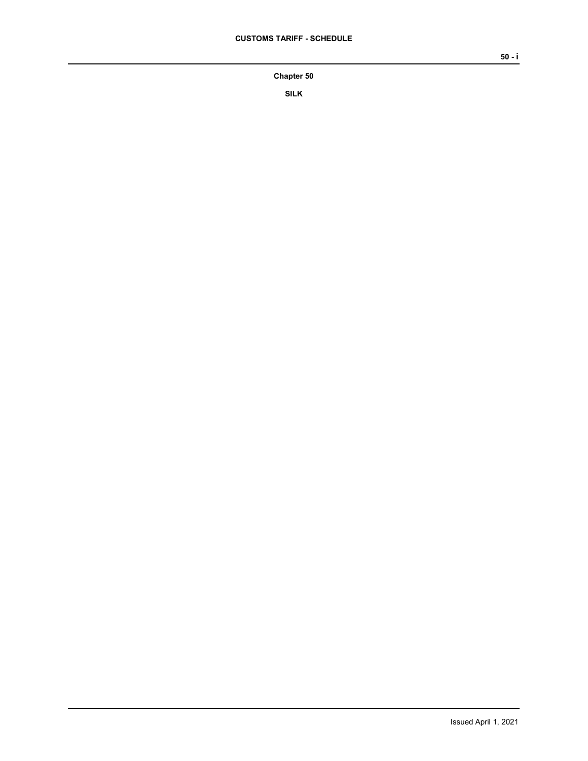# Chapter 50

## SILK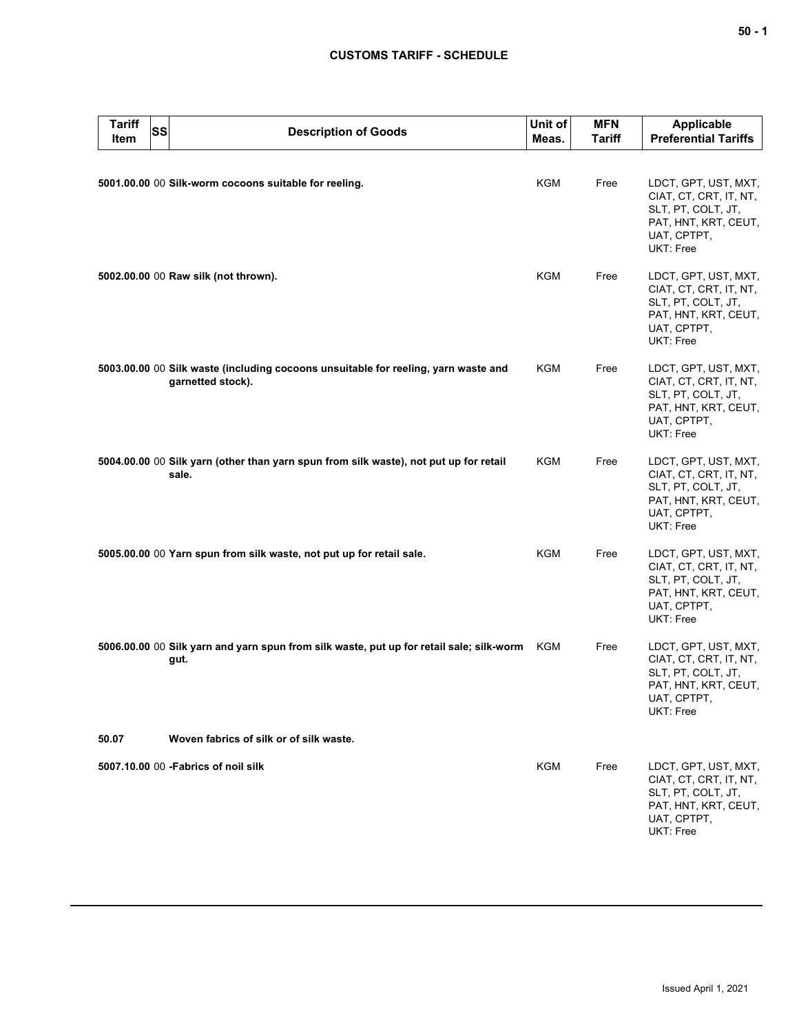| Tariff Item | SS | Description of Goods | Unit of Meas. | MFN Tariff | Applicable Preferential Tariffs |
|---|---|---|---|---|---|
| 5001.00.00 | 00 | **Silk-worm cocoons suitable for reeling.** | KGM | Free | LDCT, GPT, UST, MXT, CIAT, CT, CRT, IT, NT, SLT, PT, COLT, JT, PAT, HNT, KRT, CEUT, UAT, CPTPT, UKT: Free |
| 5002.00.00 | 00 | **Raw silk (not thrown).** | KGM | Free | LDCT, GPT, UST, MXT, CIAT, CT, CRT, IT, NT, SLT, PT, COLT, JT, PAT, HNT, KRT, CEUT, UAT, CPTPT, UKT: Free |
| 5003.00.00 | 00 | **Silk waste (including cocoons unsuitable for reeling, yarn waste and garnetted stock).** | KGM | Free | LDCT, GPT, UST, MXT, CIAT, CT, CRT, IT, NT, SLT, PT, COLT, JT, PAT, HNT, KRT, CEUT, UAT, CPTPT, UKT: Free |
| 5004.00.00 | 00 | **Silk yarn (other than yarn spun from silk waste), not put up for retail sale.** | KGM | Free | LDCT, GPT, UST, MXT, CIAT, CT, CRT, IT, NT, SLT, PT, COLT, JT, PAT, HNT, KRT, CEUT, UAT, CPTPT, UKT: Free |
| 5005.00.00 | 00 | **Yarn spun from silk waste, not put up for retail sale.** | KGM | Free | LDCT, GPT, UST, MXT, CIAT, CT, CRT, IT, NT, SLT, PT, COLT, JT, PAT, HNT, KRT, CEUT, UAT, CPTPT, UKT: Free |
| 5006.00.00 | 00 | **Silk yarn and yarn spun from silk waste, put up for retail sale; silk-worm gut.** | KGM | Free | LDCT, GPT, UST, MXT, CIAT, CT, CRT, IT, NT, SLT, PT, COLT, JT, PAT, HNT, KRT, CEUT, UAT, CPTPT, UKT: Free |
| **50.07** | | **Woven fabrics of silk or of silk waste.** | | | |
| 5007.10.00 | 00 | **-Fabrics of noil silk** | KGM | Free | LDCT, GPT, UST, MXT, CIAT, CT, CRT, IT, NT, SLT, PT, COLT, JT, PAT, HNT, KRT, CEUT, UAT, CPTPT, UKT: Free |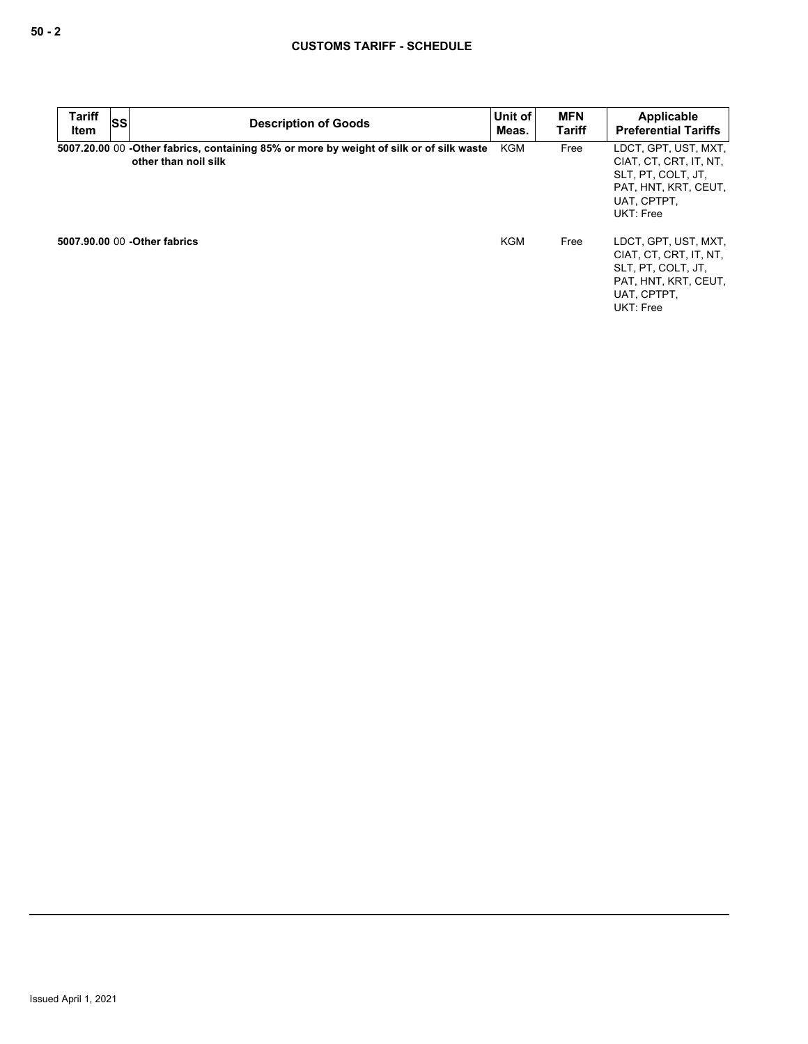| Tariff Item | SS | Description of Goods | Unit of Meas. | MFN Tariff | Applicable Preferential Tariffs |
|---|---|---|---|---|---|
| **5007.20.00** | 00 | **-Other fabrics, containing 85% or more by weight of silk or of silk waste other than noil silk** | KGM | Free | LDCT, GPT, UST, MXT, CIAT, CT, CRT, IT, NT, SLT, PT, COLT, JT, PAT, HNT, KRT, CEUT, UAT, CPTPT, UKT: Free |
| **5007.90.00** | 00 | **-Other fabrics** | KGM | Free | LDCT, GPT, UST, MXT, CIAT, CT, CRT, IT, NT, SLT, PT, COLT, JT, PAT, HNT, KRT, CEUT, UAT, CPTPT, UKT: Free |